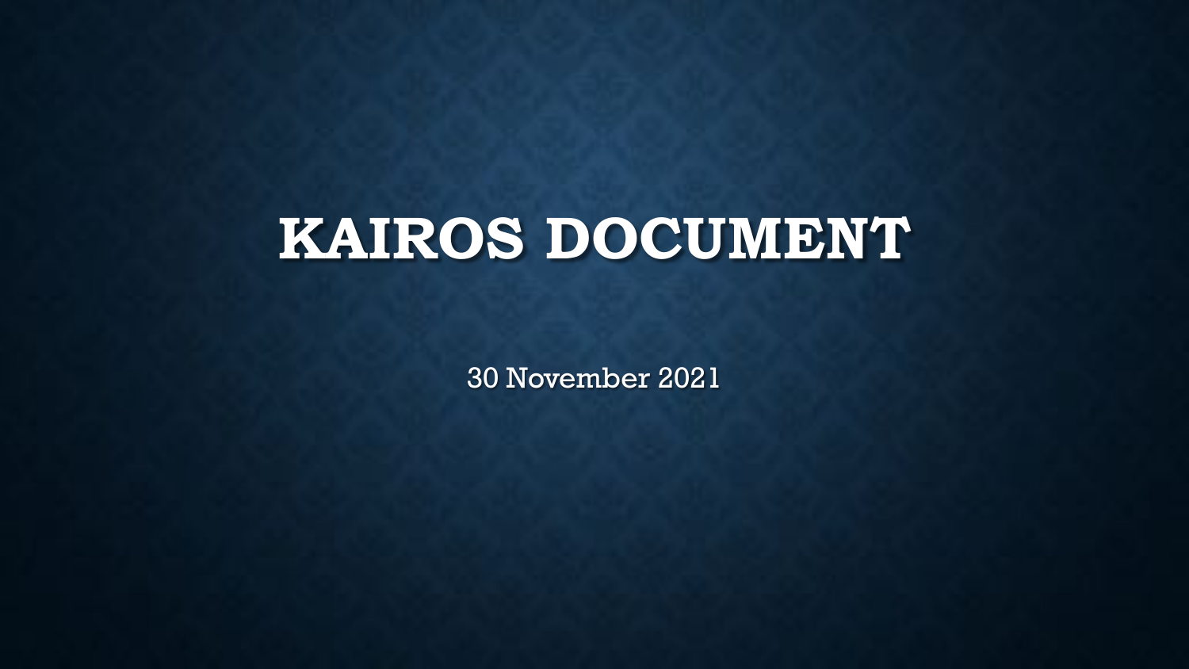# KAIROS DOCUMENT

30 November 2021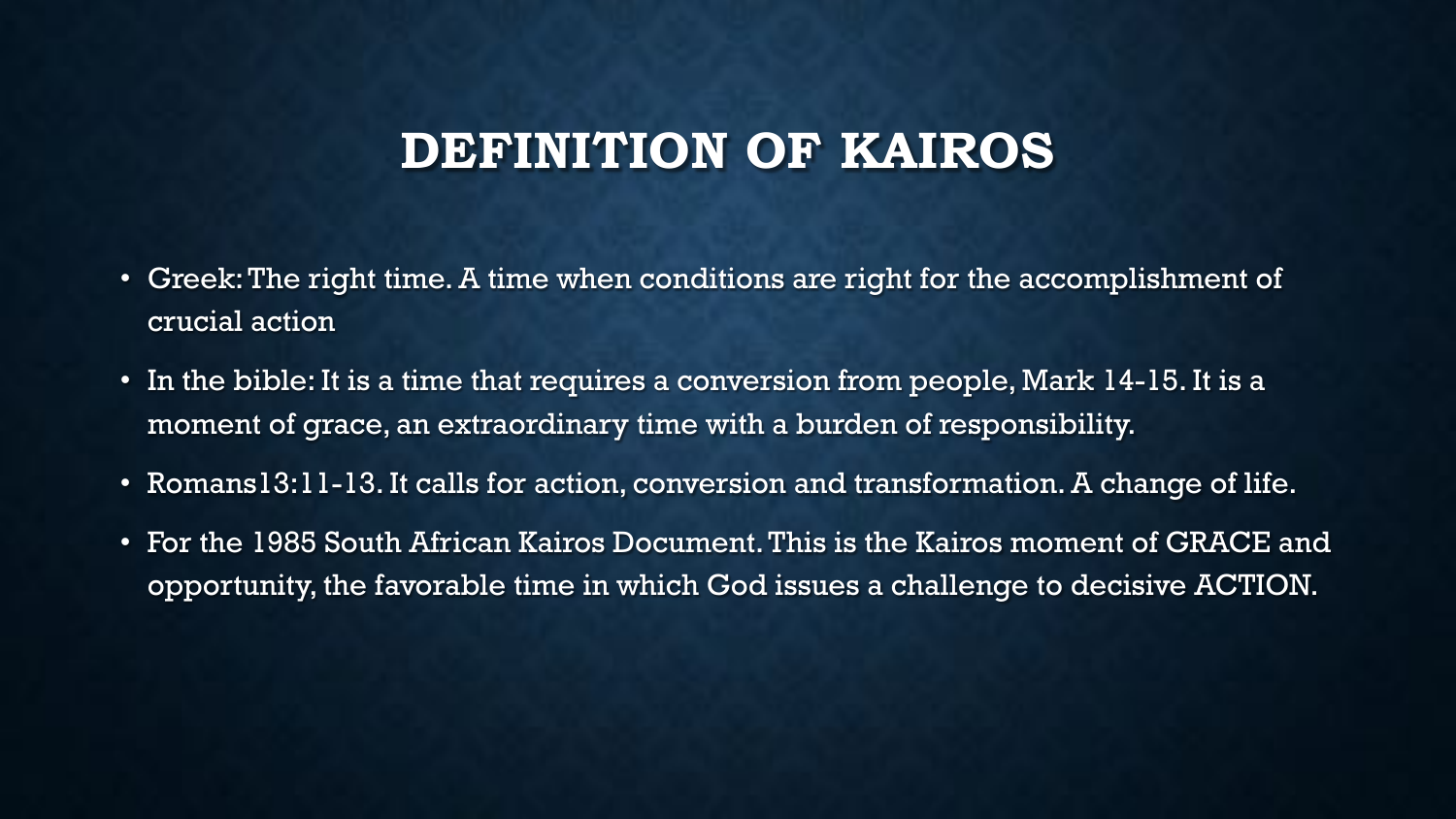# DEFINITION OF KAIROS

- Greek: The right time. A time when conditions are right for the accomplishment of crucial action
- In the bible: It is a time that requires a conversion from people, Mark 14-15. It is a moment of grace, an extraordinary time with a burden of responsibility.
- Romans13:11-13. It calls for action, conversion and transformation. A change of life.
- For the 1985 South African Kairos Document. This is the Kairos moment of GRACE and opportunity, the favorable time in which God issues a challenge to decisive ACTION.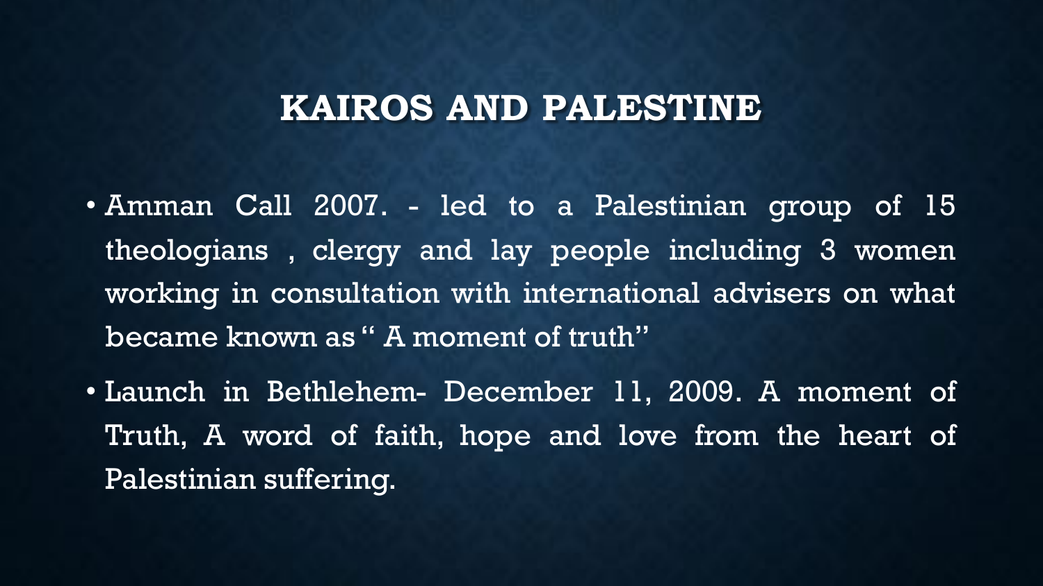# KAIROS AND PALESTINE

- Amman Call 2007. - led to a Palestinian group of 15 theologians , clergy and lay people including 3 women working in consultation with international advisers on what became known as " A moment of truth"
- Launch in Bethlehem- December 11, 2009. A moment of Truth, A word of faith, hope and love from the heart of Palestinian suffering.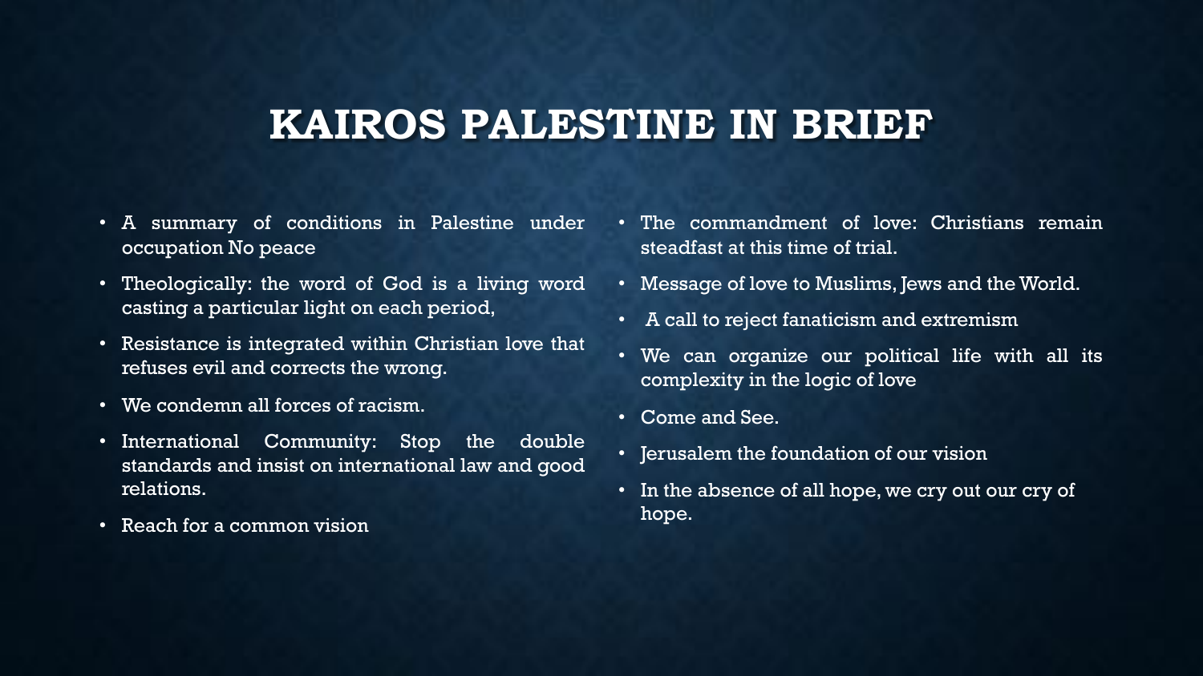# KAIROS PALESTINE IN BRIEF

- A summary of conditions in Palestine under occupation No peace
- Theologically: the word of God is a living word casting a particular light on each period,
- Resistance is integrated within Christian love that refuses evil and corrects the wrong.
- We condemn all forces of racism.
- International Community: Stop the double standards and insist on international law and good relations.
- Reach for a common vision
- The commandment of love: Christians remain steadfast at this time of trial.
- Message of love to Muslims, Jews and the World.
- A call to reject fanaticism and extremism
- We can organize our political life with all its complexity in the logic of love
- Come and See.
- Jerusalem the foundation of our vision
- In the absence of all hope, we cry out our cry of hope.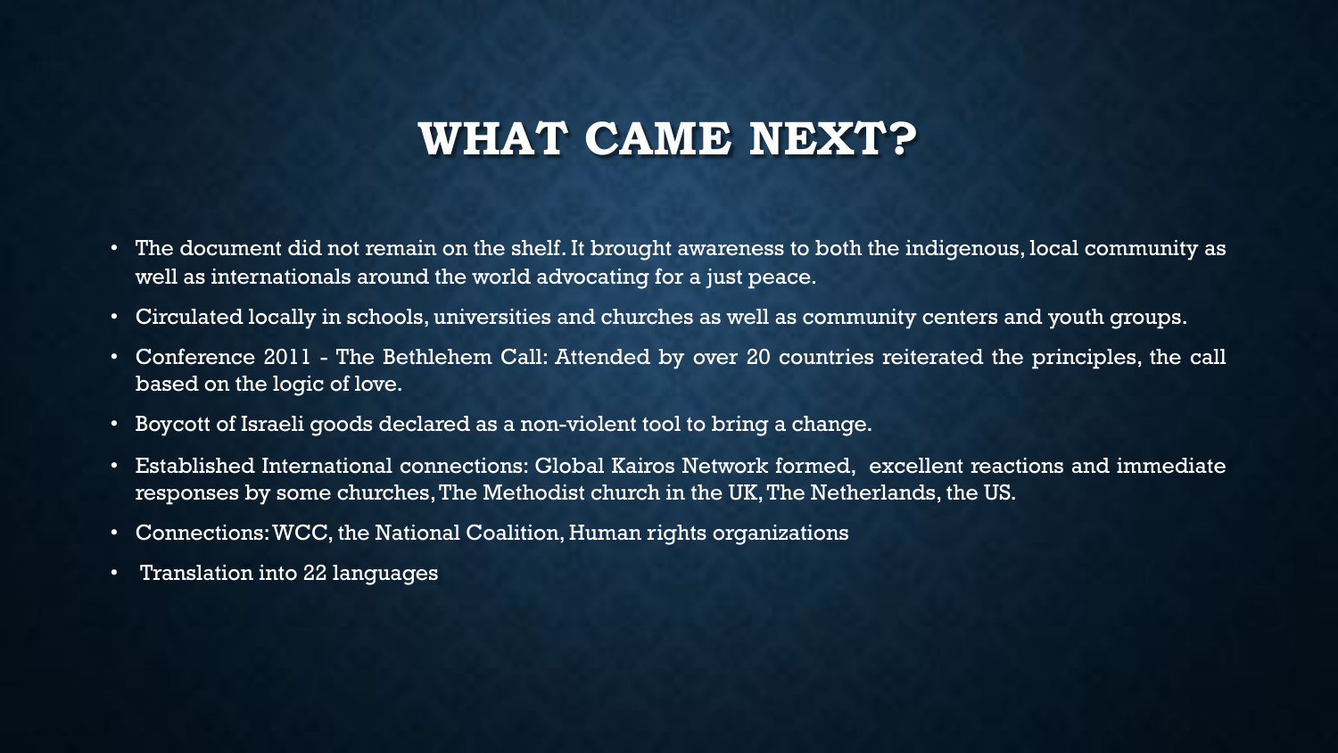# WHAT CAME NEXT?

- The document did not remain on the shelf. It brought awareness to both the indigenous, local community as well as internationals around the world advocating for a just peace.
- Circulated locally in schools, universities and churches as well as community centers and youth groups.
- Conference 2011 - The Bethlehem Call: Attended by over 20 countries reiterated the principles, the call based on the logic of love.
- Boycott of Israeli goods declared as a non-violent tool to bring a change.
- Established International connections: Global Kairos Network formed, excellent reactions and immediate responses by some churches, The Methodist church in the UK, The Netherlands, the US.
- Connections: WCC, the National Coalition, Human rights organizations
- Translation into 22 languages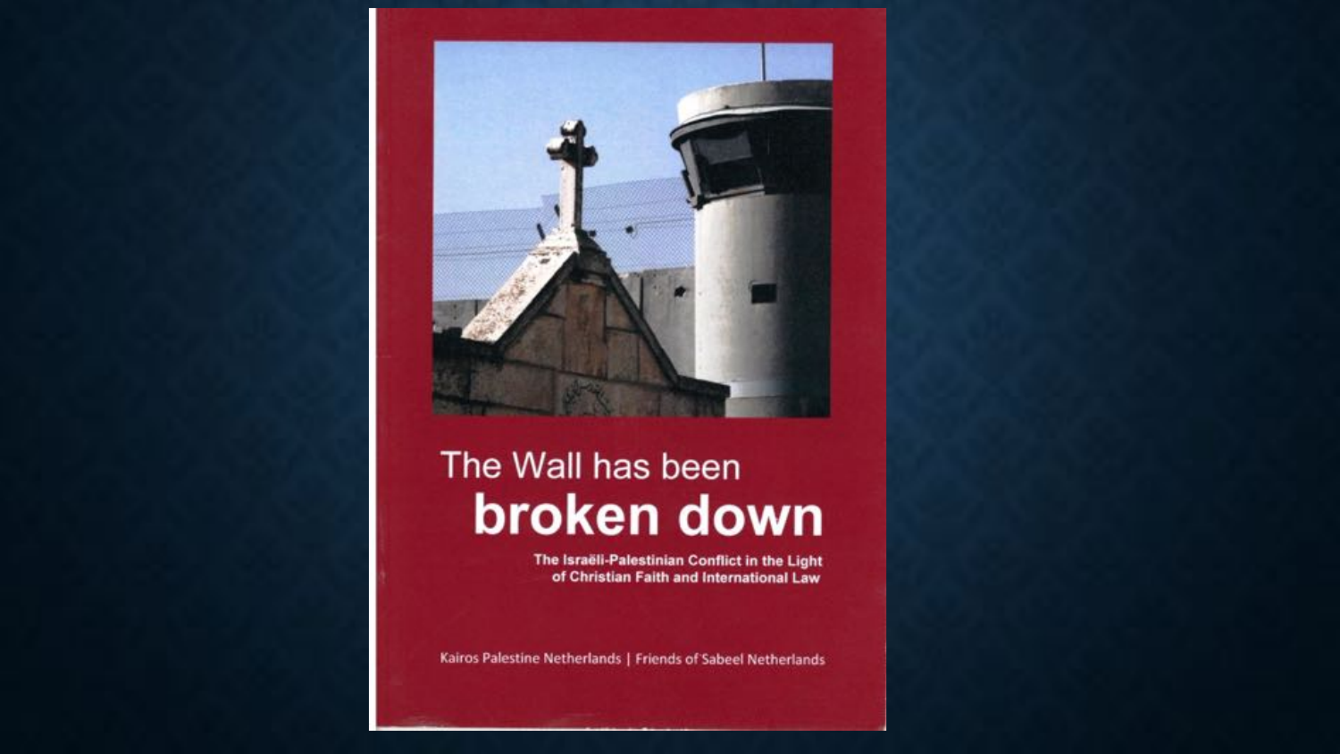# The Wall has been broken down

**The Israëli-Palestinian Conflict in the Light of Christian Faith and International Law**

Kairos Palestine Netherlands | Friends of Sabeel Netherlands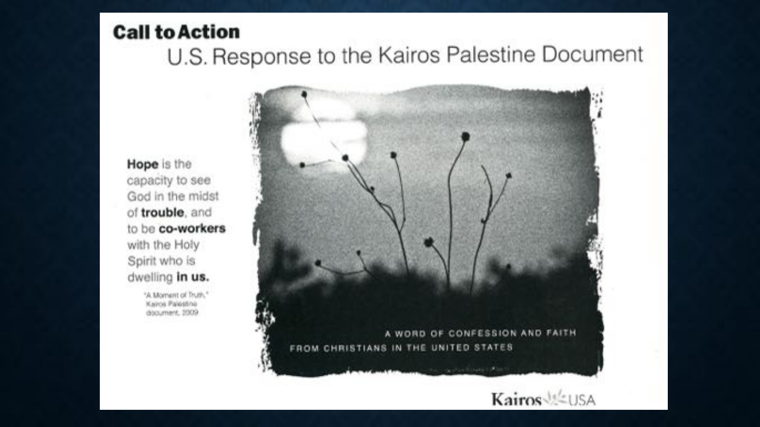**Call to Action**

# U.S. Response to the Kairos Palestine Document

**Hope** is the capacity to see God in the midst of **trouble**, and to be **co-workers** with the Holy Spirit who is dwelling **in us.**

"A Moment of Truth," Kairos Palestine document, 2009

A WORD OF CONFESSION AND FAITH FROM CHRISTIANS IN THE UNITED STATES

Kairos USA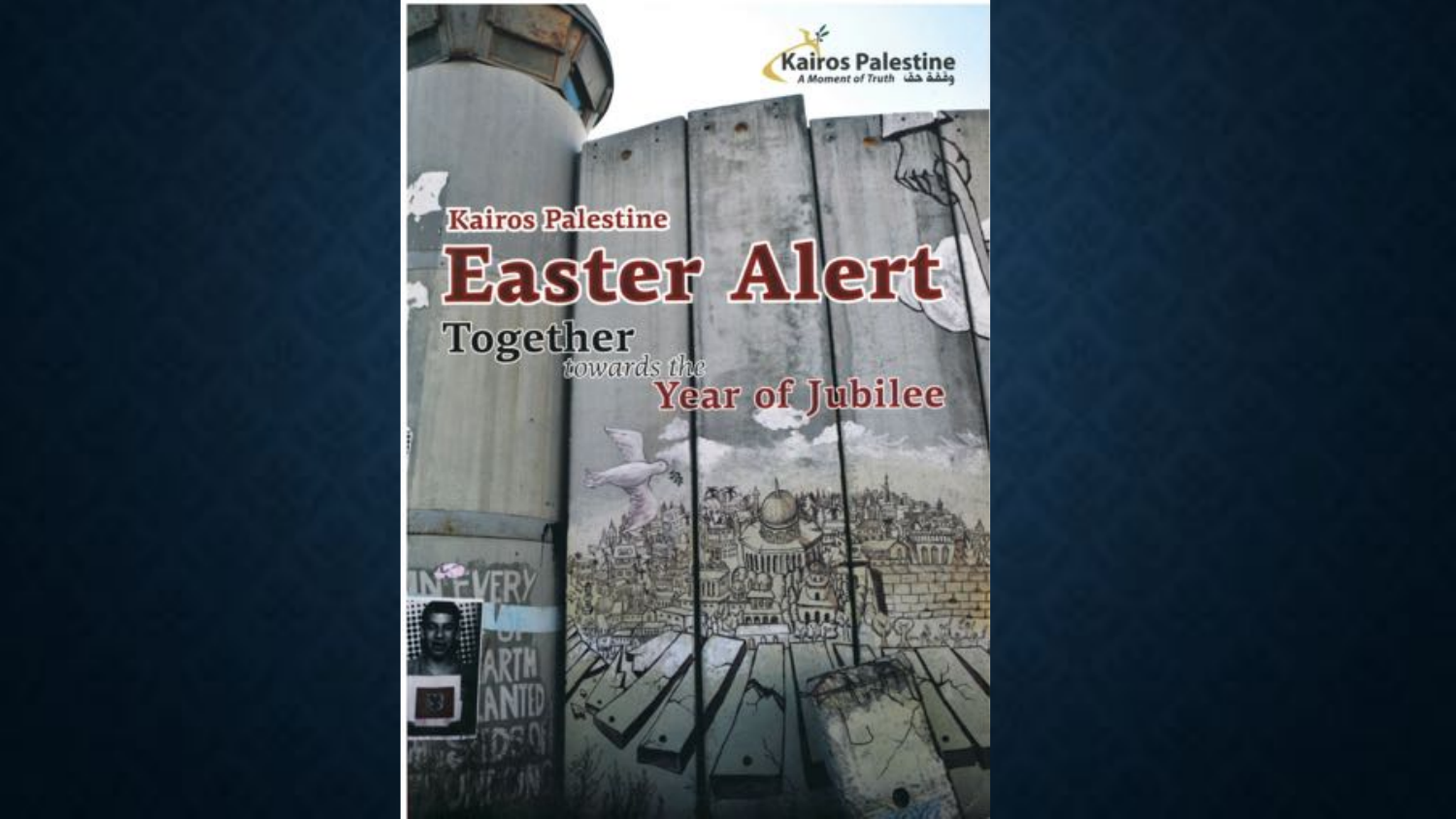Kairos Palestine

A Moment of Truth وقفة حق

Kairos Palestine

# Easter Alert

Together *towards the* Year of Jubilee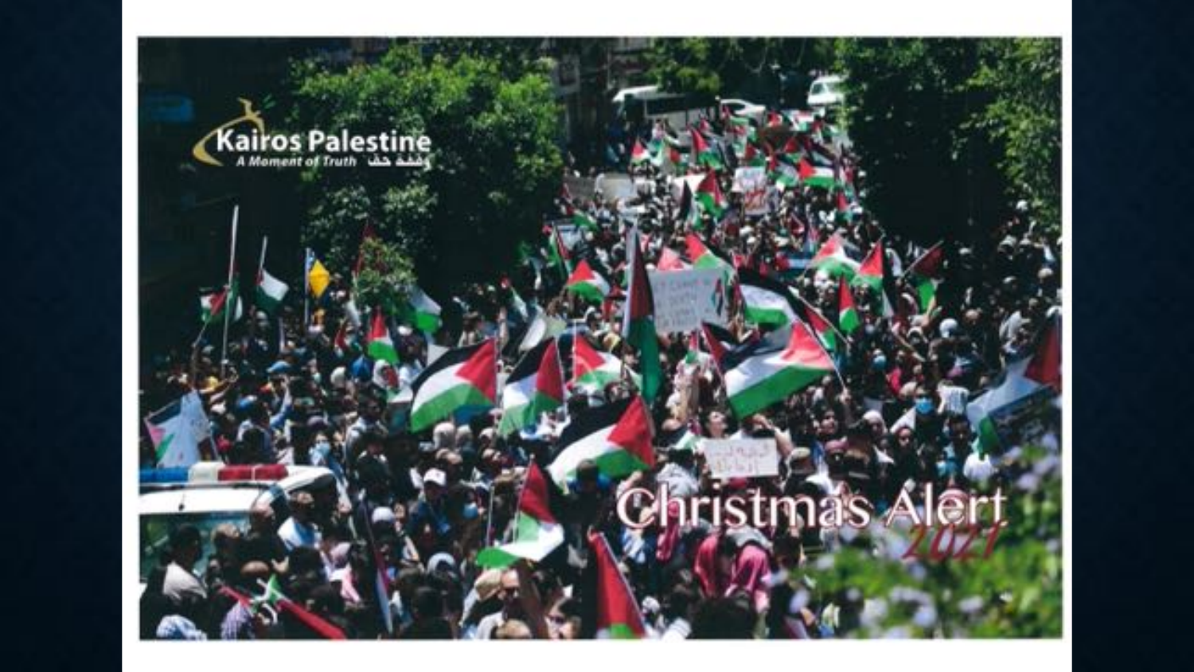Kairos Palestine

A Moment of Truth وقفة حق

Christmas Alert 2021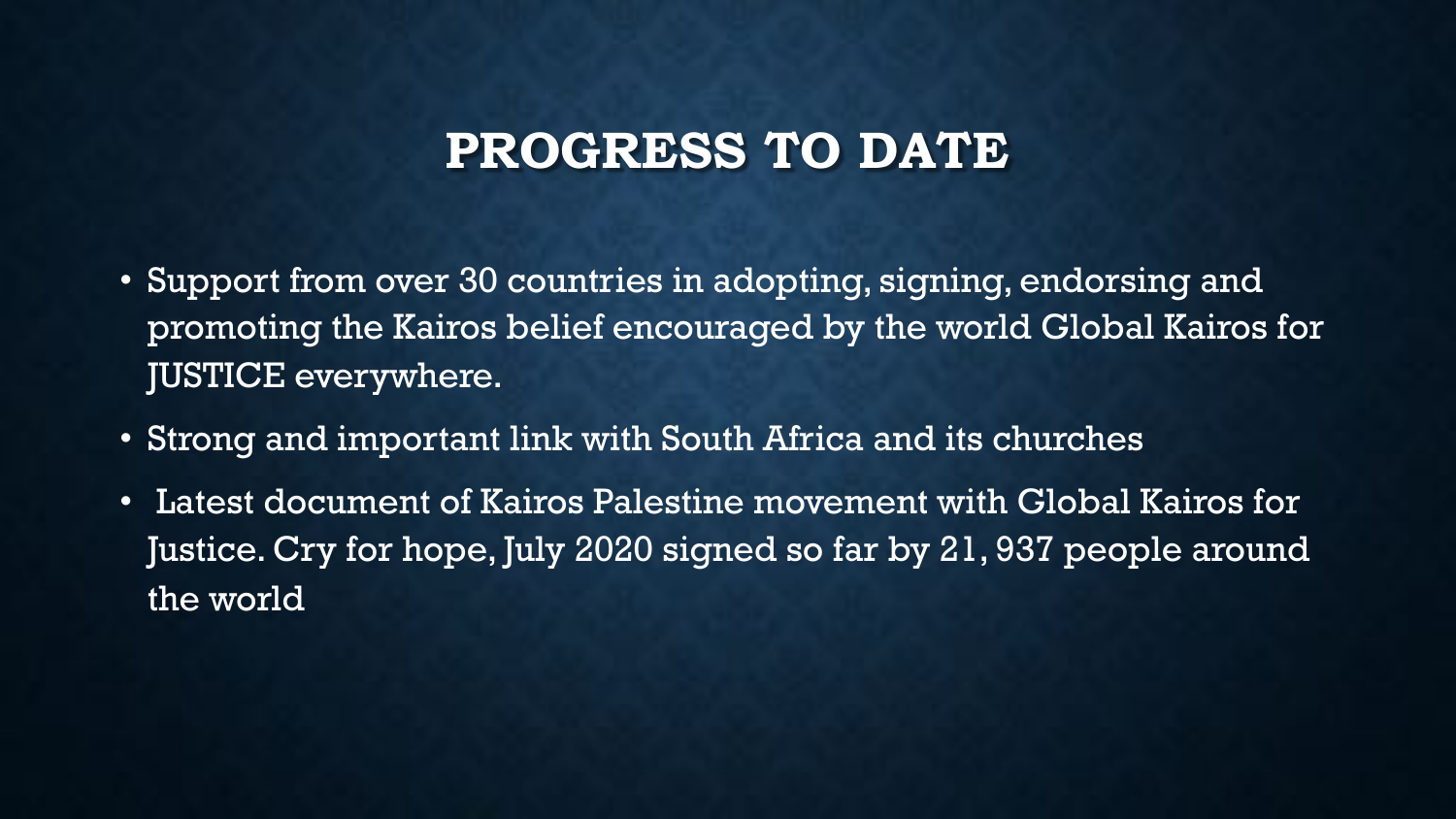# PROGRESS TO DATE

- Support from over 30 countries in adopting, signing, endorsing and promoting the Kairos belief encouraged by the world Global Kairos for JUSTICE everywhere.
- Strong and important link with South Africa and its churches
- Latest document of Kairos Palestine movement with Global Kairos for Justice. Cry for hope, July 2020 signed so far by 21, 937 people around the world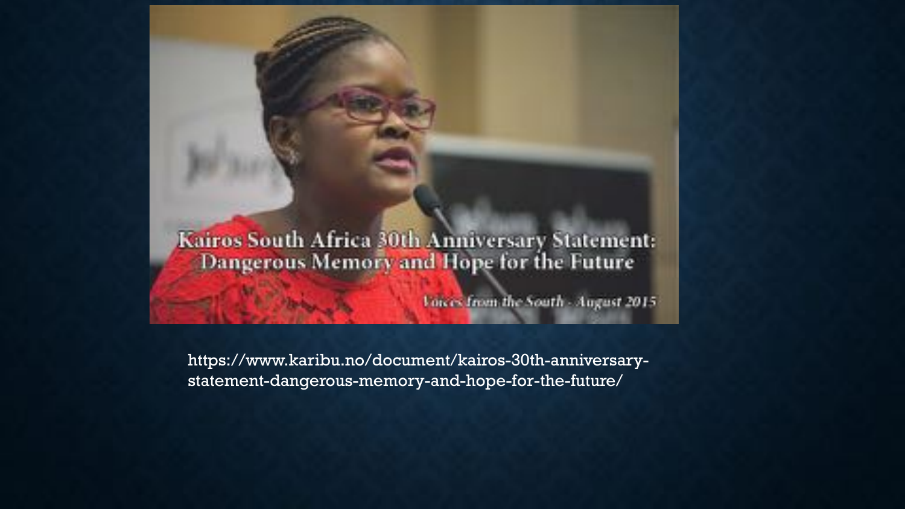Kairos South Africa 30th Anniversary Statement: Dangerous Memory and Hope for the Future

Voices from the South - August 2015

https://www.karibu.no/document/kairos-30th-anniversary-statement-dangerous-memory-and-hope-for-the-future/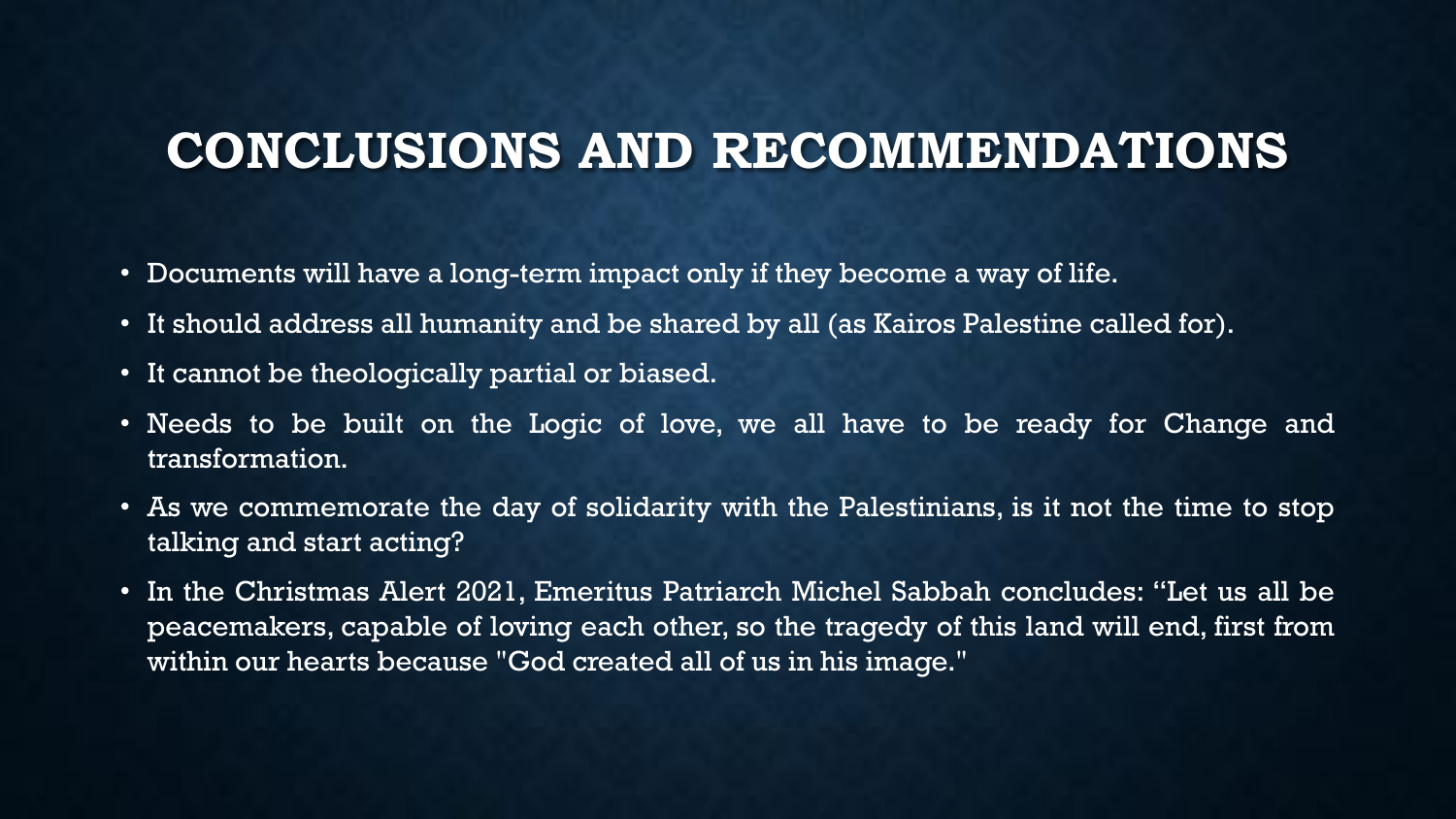# CONCLUSIONS AND RECOMMENDATIONS

- Documents will have a long-term impact only if they become a way of life.
- It should address all humanity and be shared by all (as Kairos Palestine called for).
- It cannot be theologically partial or biased.
- Needs to be built on the Logic of love, we all have to be ready for Change and transformation.
- As we commemorate the day of solidarity with the Palestinians, is it not the time to stop talking and start acting?
- In the Christmas Alert 2021, Emeritus Patriarch Michel Sabbah concludes: "Let us all be peacemakers, capable of loving each other, so the tragedy of this land will end, first from within our hearts because "God created all of us in his image."